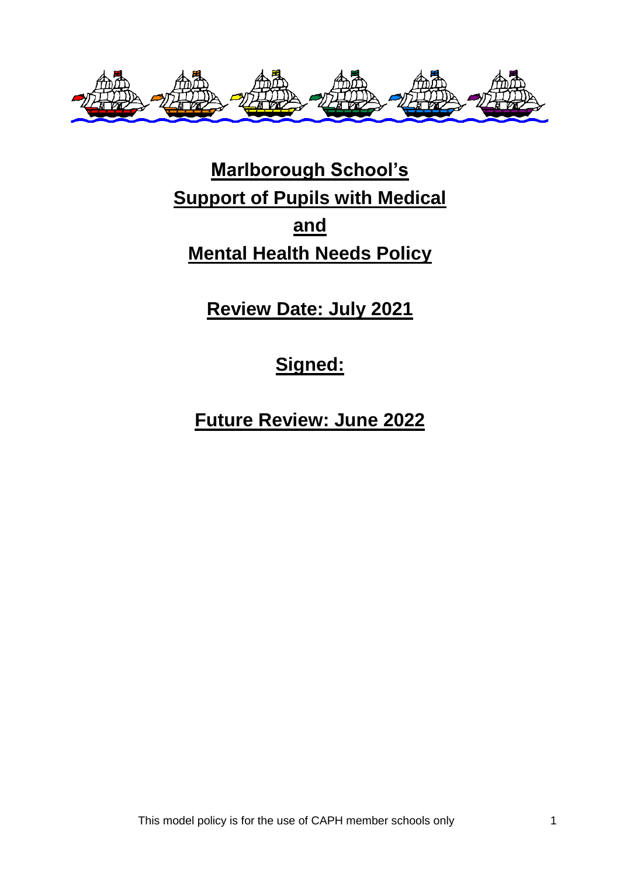# Marlborough School's Support of Pupils with Medical and Mental Health Needs Policy

**Review Date: July 2021**

**Signed:**

**Future Review: June 2022**

This model policy is for the use of CAPH member schools only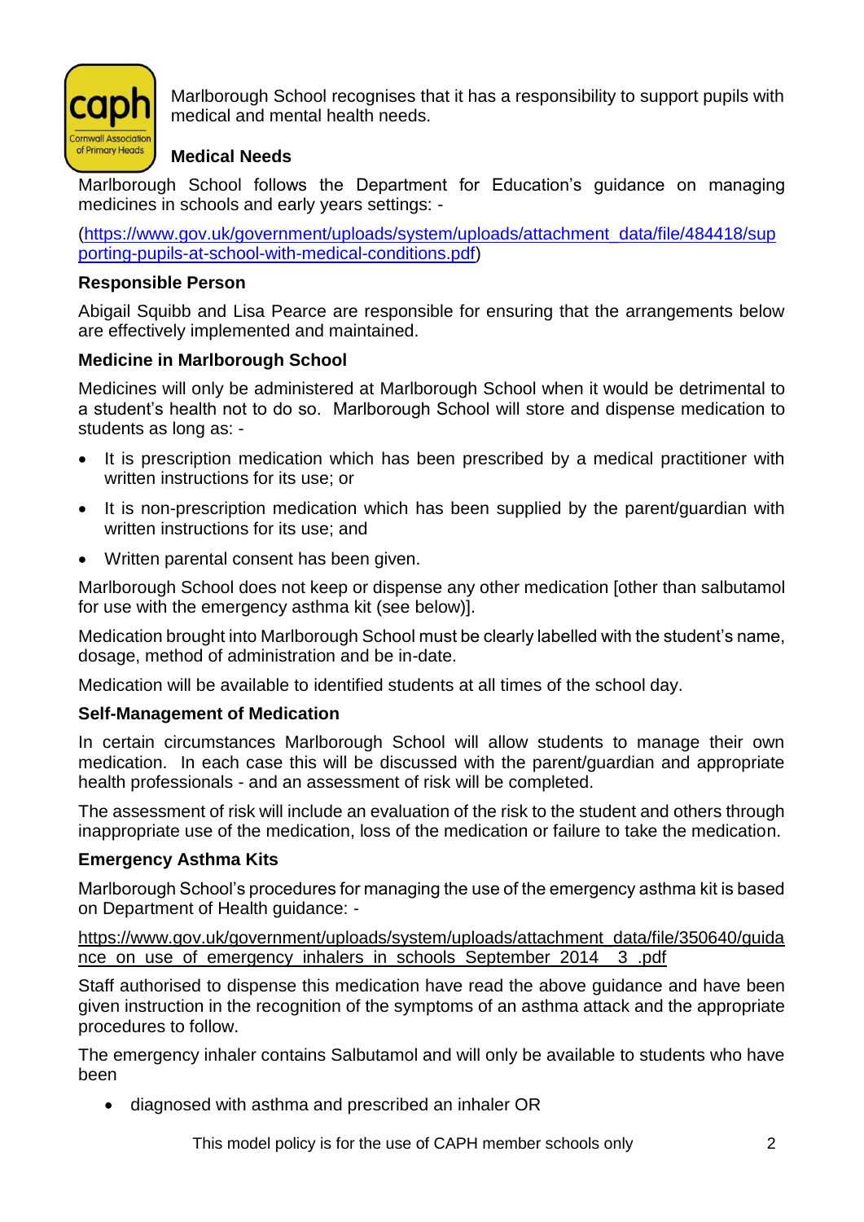Marlborough School recognises that it has a responsibility to support pupils with medical and mental health needs.

**Medical Needs**

Marlborough School follows the Department for Education's guidance on managing medicines in schools and early years settings: -

([https://www.gov.uk/government/uploads/system/uploads/attachment_data/file/484418/supporting-pupils-at-school-with-medical-conditions.pdf](https://www.gov.uk/government/uploads/system/uploads/attachment_data/file/484418/supporting-pupils-at-school-with-medical-conditions.pdf))

**Responsible Person**

Abigail Squibb and Lisa Pearce are responsible for ensuring that the arrangements below are effectively implemented and maintained.

**Medicine in Marlborough School**

Medicines will only be administered at Marlborough School when it would be detrimental to a student's health not to do so. Marlborough School will store and dispense medication to students as long as: -

- It is prescription medication which has been prescribed by a medical practitioner with written instructions for its use; or
- It is non-prescription medication which has been supplied by the parent/guardian with written instructions for its use; and
- Written parental consent has been given.

Marlborough School does not keep or dispense any other medication [other than salbutamol for use with the emergency asthma kit (see below)].

Medication brought into Marlborough School must be clearly labelled with the student's name, dosage, method of administration and be in-date.

Medication will be available to identified students at all times of the school day.

**Self-Management of Medication**

In certain circumstances Marlborough School will allow students to manage their own medication. In each case this will be discussed with the parent/guardian and appropriate health professionals - and an assessment of risk will be completed.

The assessment of risk will include an evaluation of the risk to the student and others through inappropriate use of the medication, loss of the medication or failure to take the medication.

**Emergency Asthma Kits**

Marlborough School's procedures for managing the use of the emergency asthma kit is based on Department of Health guidance: -

https://www.gov.uk/government/uploads/system/uploads/attachment_data/file/350640/guidance_on_use_of_emergency_inhalers_in_schools_September_2014__3_.pdf

Staff authorised to dispense this medication have read the above guidance and have been given instruction in the recognition of the symptoms of an asthma attack and the appropriate procedures to follow.

The emergency inhaler contains Salbutamol and will only be available to students who have been

- diagnosed with asthma and prescribed an inhaler OR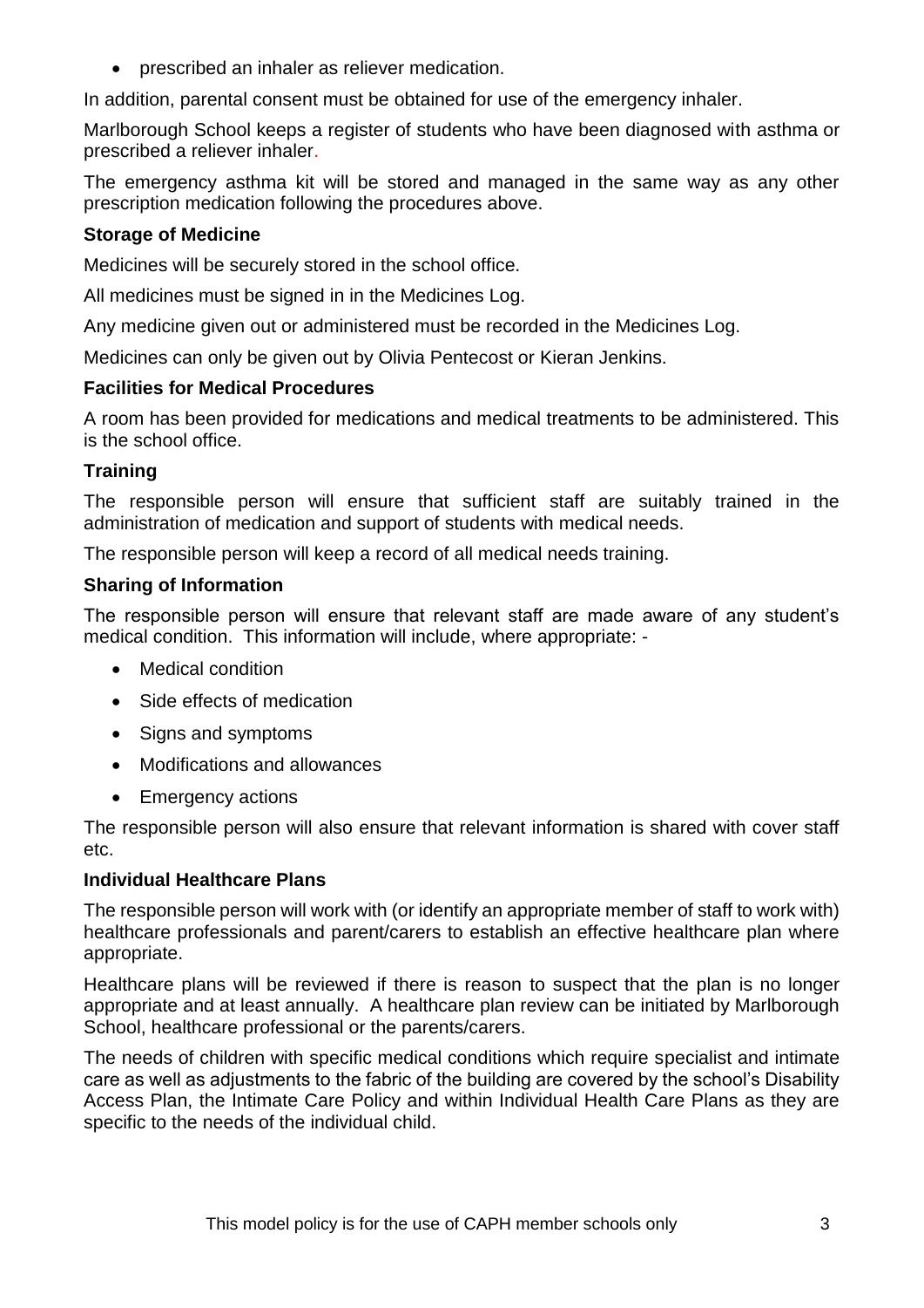- prescribed an inhaler as reliever medication.

In addition, parental consent must be obtained for use of the emergency inhaler.

Marlborough School keeps a register of students who have been diagnosed with asthma or prescribed a reliever inhaler.

The emergency asthma kit will be stored and managed in the same way as any other prescription medication following the procedures above.

**Storage of Medicine**

Medicines will be securely stored in the school office.

All medicines must be signed in in the Medicines Log.

Any medicine given out or administered must be recorded in the Medicines Log.

Medicines can only be given out by Olivia Pentecost or Kieran Jenkins.

**Facilities for Medical Procedures**

A room has been provided for medications and medical treatments to be administered. This is the school office.

**Training**

The responsible person will ensure that sufficient staff are suitably trained in the administration of medication and support of students with medical needs.

The responsible person will keep a record of all medical needs training.

**Sharing of Information**

The responsible person will ensure that relevant staff are made aware of any student's medical condition. This information will include, where appropriate: -

- Medical condition
- Side effects of medication
- Signs and symptoms
- Modifications and allowances
- Emergency actions

The responsible person will also ensure that relevant information is shared with cover staff etc.

**Individual Healthcare Plans**

The responsible person will work with (or identify an appropriate member of staff to work with) healthcare professionals and parent/carers to establish an effective healthcare plan where appropriate.

Healthcare plans will be reviewed if there is reason to suspect that the plan is no longer appropriate and at least annually. A healthcare plan review can be initiated by Marlborough School, healthcare professional or the parents/carers.

The needs of children with specific medical conditions which require specialist and intimate care as well as adjustments to the fabric of the building are covered by the school's Disability Access Plan, the Intimate Care Policy and within Individual Health Care Plans as they are specific to the needs of the individual child.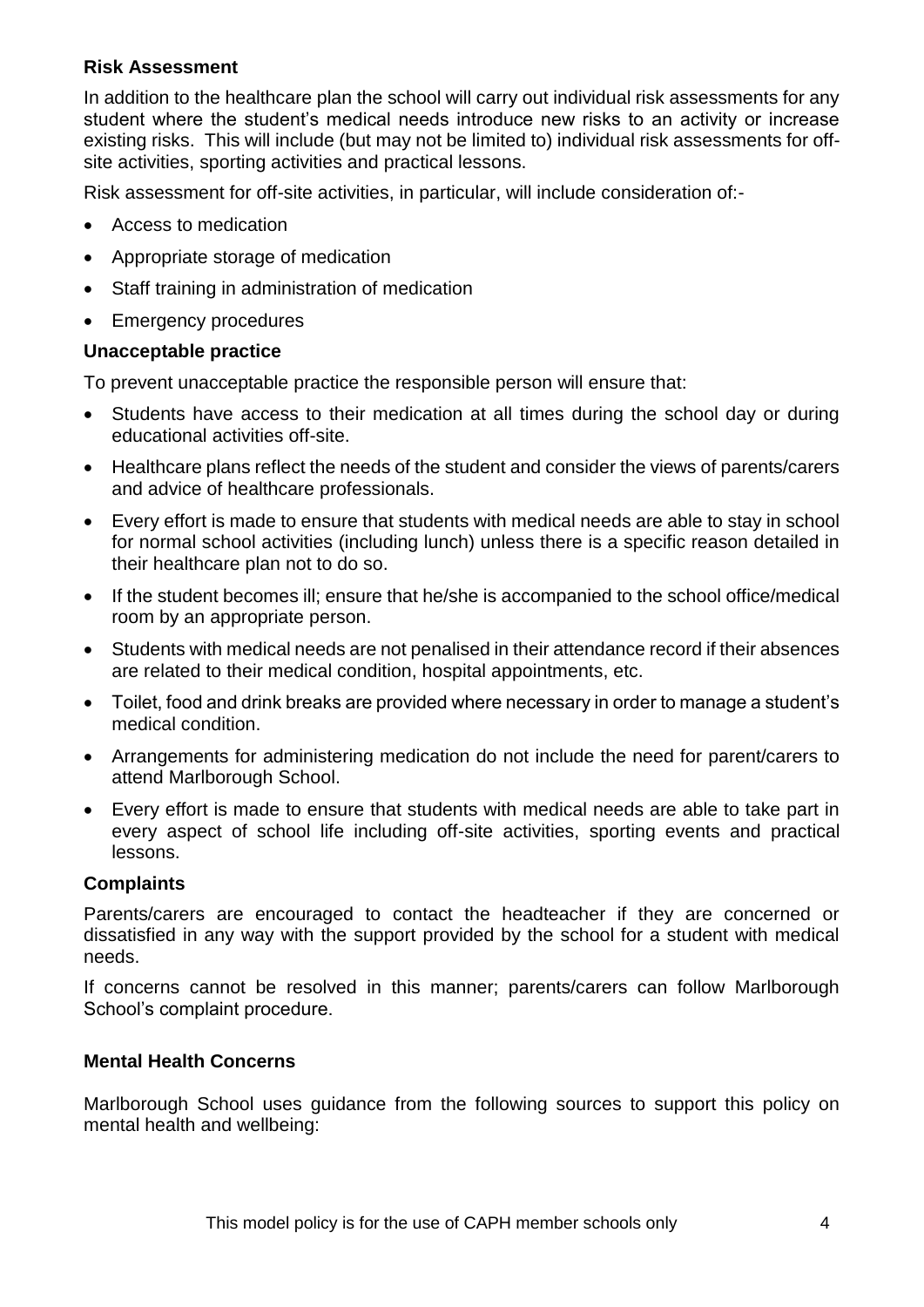### Risk Assessment

In addition to the healthcare plan the school will carry out individual risk assessments for any student where the student's medical needs introduce new risks to an activity or increase existing risks. This will include (but may not be limited to) individual risk assessments for off-site activities, sporting activities and practical lessons.

Risk assessment for off-site activities, in particular, will include consideration of:-

- Access to medication
- Appropriate storage of medication
- Staff training in administration of medication
- Emergency procedures

### Unacceptable practice

To prevent unacceptable practice the responsible person will ensure that:

- Students have access to their medication at all times during the school day or during educational activities off-site.
- Healthcare plans reflect the needs of the student and consider the views of parents/carers and advice of healthcare professionals.
- Every effort is made to ensure that students with medical needs are able to stay in school for normal school activities (including lunch) unless there is a specific reason detailed in their healthcare plan not to do so.
- If the student becomes ill; ensure that he/she is accompanied to the school office/medical room by an appropriate person.
- Students with medical needs are not penalised in their attendance record if their absences are related to their medical condition, hospital appointments, etc.
- Toilet, food and drink breaks are provided where necessary in order to manage a student's medical condition.
- Arrangements for administering medication do not include the need for parent/carers to attend Marlborough School.
- Every effort is made to ensure that students with medical needs are able to take part in every aspect of school life including off-site activities, sporting events and practical lessons.

### Complaints

Parents/carers are encouraged to contact the headteacher if they are concerned or dissatisfied in any way with the support provided by the school for a student with medical needs.

If concerns cannot be resolved in this manner; parents/carers can follow Marlborough School's complaint procedure.

### Mental Health Concerns

Marlborough School uses guidance from the following sources to support this policy on mental health and wellbeing: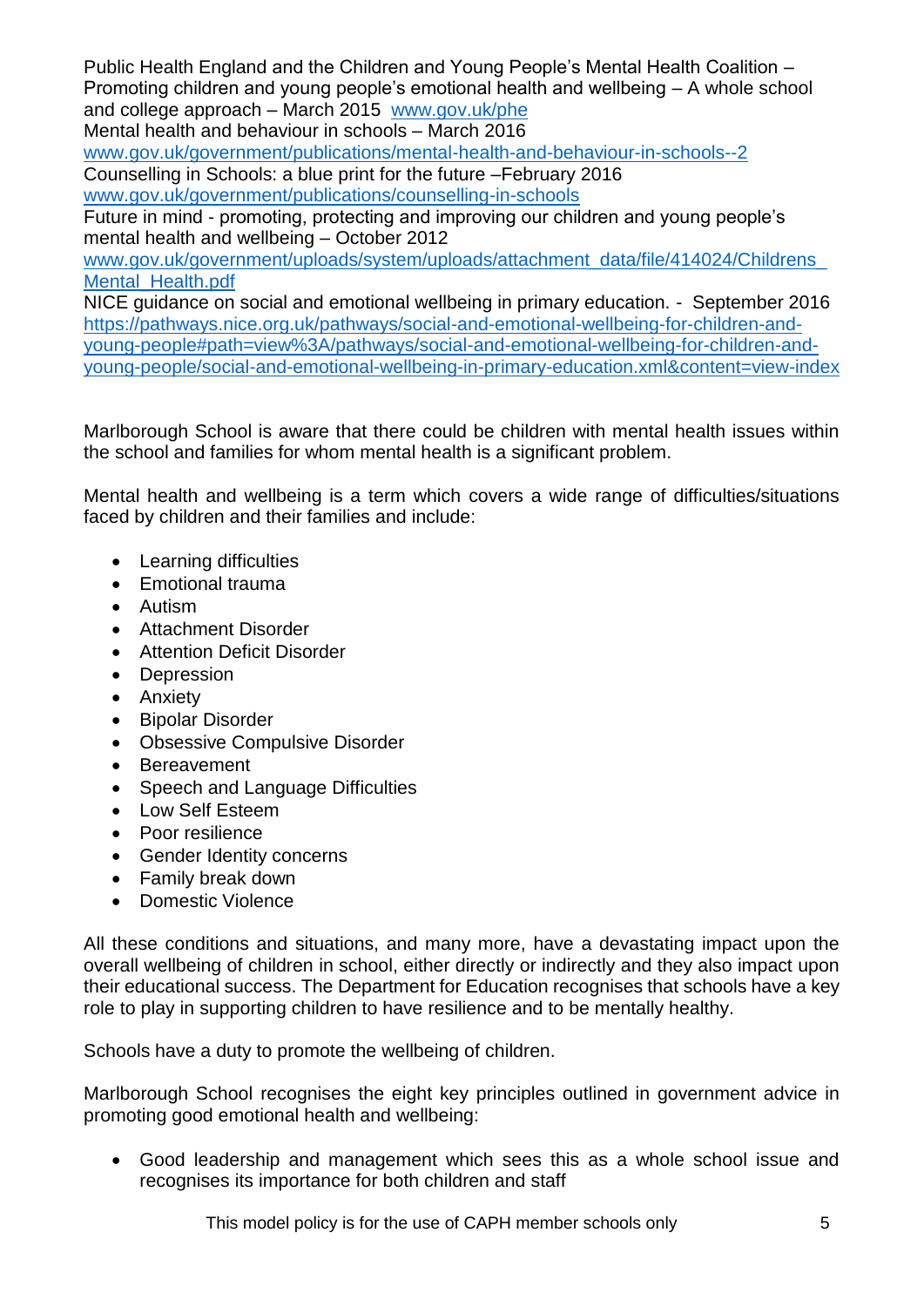Public Health England and the Children and Young People's Mental Health Coalition – Promoting children and young people's emotional health and wellbeing – A whole school and college approach – March 2015 [www.gov.uk/phe](www.gov.uk/phe)
Mental health and behaviour in schools – March 2016
[www.gov.uk/government/publications/mental-health-and-behaviour-in-schools--2](www.gov.uk/government/publications/mental-health-and-behaviour-in-schools--2)
Counselling in Schools: a blue print for the future –February 2016
[www.gov.uk/government/publications/counselling-in-schools](www.gov.uk/government/publications/counselling-in-schools)
Future in mind - promoting, protecting and improving our children and young people's mental health and wellbeing – October 2012
[www.gov.uk/government/uploads/system/uploads/attachment_data/file/414024/Childrens_Mental_Health.pdf](www.gov.uk/government/uploads/system/uploads/attachment_data/file/414024/Childrens_Mental_Health.pdf)
NICE guidance on social and emotional wellbeing in primary education. - September 2016
[https://pathways.nice.org.uk/pathways/social-and-emotional-wellbeing-for-children-and-young-people#path=view%3A/pathways/social-and-emotional-wellbeing-for-children-and-young-people/social-and-emotional-wellbeing-in-primary-education.xml&content=view-index](https://pathways.nice.org.uk/pathways/social-and-emotional-wellbeing-for-children-and-young-people#path=view%3A/pathways/social-and-emotional-wellbeing-for-children-and-young-people/social-and-emotional-wellbeing-in-primary-education.xml&content=view-index)

Marlborough School is aware that there could be children with mental health issues within the school and families for whom mental health is a significant problem.

Mental health and wellbeing is a term which covers a wide range of difficulties/situations faced by children and their families and include:

- Learning difficulties
- Emotional trauma
- Autism
- Attachment Disorder
- Attention Deficit Disorder
- Depression
- Anxiety
- Bipolar Disorder
- Obsessive Compulsive Disorder
- Bereavement
- Speech and Language Difficulties
- Low Self Esteem
- Poor resilience
- Gender Identity concerns
- Family break down
- Domestic Violence

All these conditions and situations, and many more, have a devastating impact upon the overall wellbeing of children in school, either directly or indirectly and they also impact upon their educational success. The Department for Education recognises that schools have a key role to play in supporting children to have resilience and to be mentally healthy.

Schools have a duty to promote the wellbeing of children.

Marlborough School recognises the eight key principles outlined in government advice in promoting good emotional health and wellbeing:

- Good leadership and management which sees this as a whole school issue and recognises its importance for both children and staff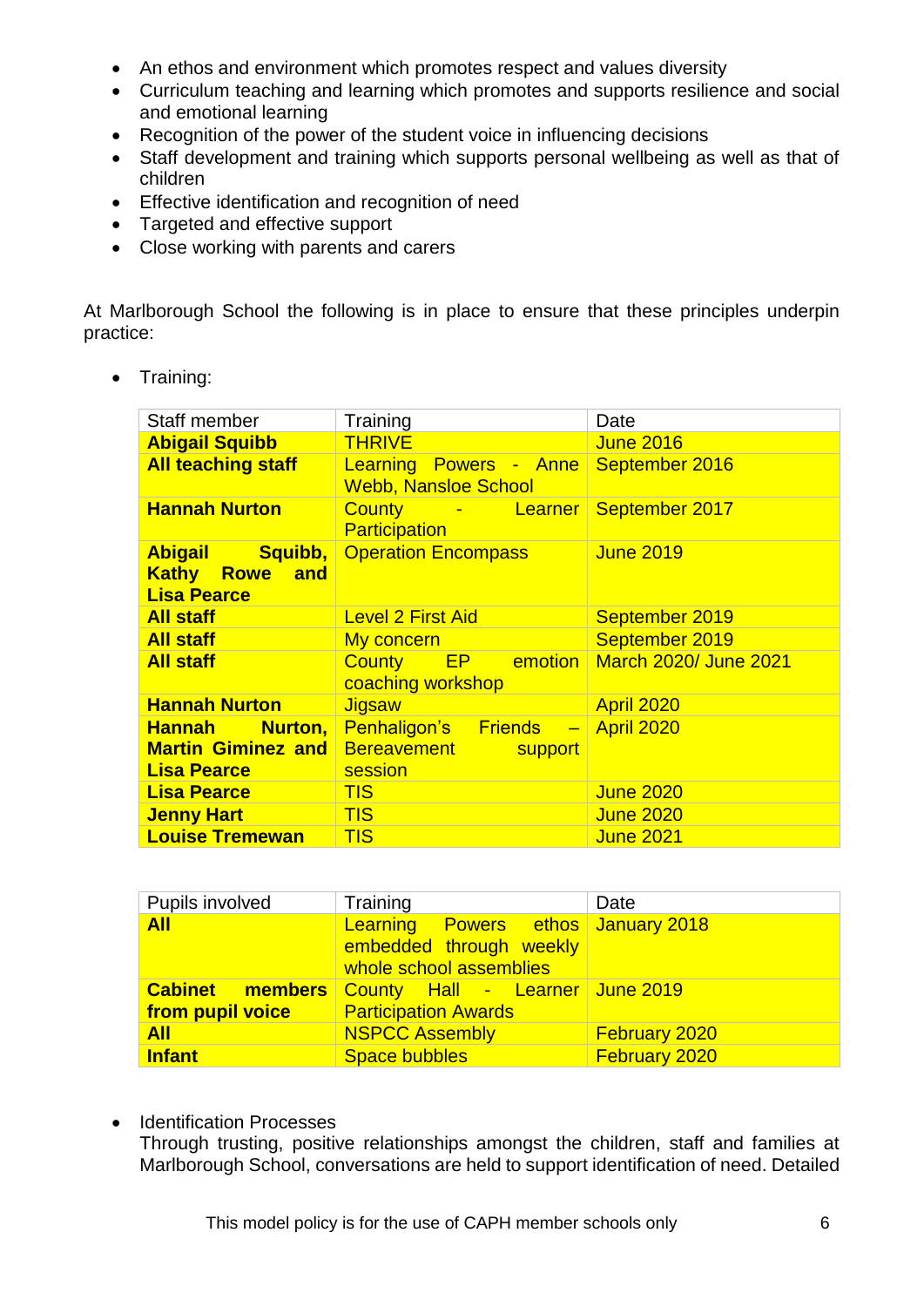- An ethos and environment which promotes respect and values diversity
- Curriculum teaching and learning which promotes and supports resilience and social and emotional learning
- Recognition of the power of the student voice in influencing decisions
- Staff development and training which supports personal wellbeing as well as that of children
- Effective identification and recognition of need
- Targeted and effective support
- Close working with parents and carers

At Marlborough School the following is in place to ensure that these principles underpin practice:

- Training:

| Staff member | Training | Date |
|---|---|---|
| **Abigail Squibb** | THRIVE | June 2016 |
| **All teaching staff** | Learning Powers - Anne Webb, Nansloe School | September 2016 |
| **Hannah Nurton** | County - Learner Participation | September 2017 |
| **Abigail Squibb, Kathy Rowe and Lisa Pearce** | Operation Encompass | June 2019 |
| **All staff** | Level 2 First Aid | September 2019 |
| **All staff** | My concern | September 2019 |
| **All staff** | County EP emotion coaching workshop | March 2020/ June 2021 |
| **Hannah Nurton** | Jigsaw | April 2020 |
| **Hannah Nurton, Martin Giminez and Lisa Pearce** | Penhaligon's Friends – Bereavement support session | April 2020 |
| **Lisa Pearce** | TIS | June 2020 |
| **Jenny Hart** | TIS | June 2020 |
| **Louise Tremewan** | TIS | June 2021 |

| Pupils involved | Training | Date |
|---|---|---|
| **All** | Learning Powers ethos embedded through weekly whole school assemblies | January 2018 |
| **Cabinet members from pupil voice** | County Hall - Learner Participation Awards | June 2019 |
| **All** | NSPCC Assembly | February 2020 |
| **Infant** | Space bubbles | February 2020 |

- Identification Processes
  Through trusting, positive relationships amongst the children, staff and families at Marlborough School, conversations are held to support identification of need. Detailed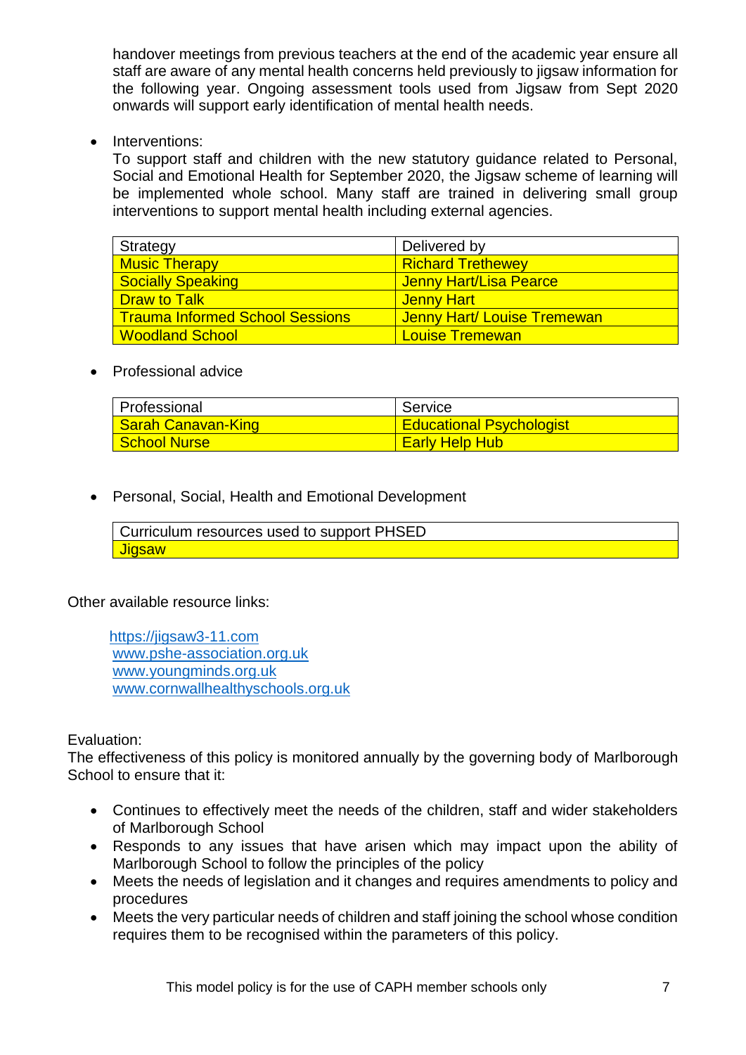handover meetings from previous teachers at the end of the academic year ensure all staff are aware of any mental health concerns held previously to jigsaw information for the following year. Ongoing assessment tools used from Jigsaw from Sept 2020 onwards will support early identification of mental health needs.

- Interventions:
  To support staff and children with the new statutory guidance related to Personal, Social and Emotional Health for September 2020, the Jigsaw scheme of learning will be implemented whole school. Many staff are trained in delivering small group interventions to support mental health including external agencies.

| Strategy | Delivered by |
|---|---|
| Music Therapy | Richard Trethewey |
| Socially Speaking | Jenny Hart/Lisa Pearce |
| Draw to Talk | Jenny Hart |
| Trauma Informed School Sessions | Jenny Hart/ Louise Tremewan |
| Woodland School | Louise Tremewan |

- Professional advice

| Professional | Service |
|---|---|
| Sarah Canavan-King | Educational Psychologist |
| School Nurse | Early Help Hub |

- Personal, Social, Health and Emotional Development

| Curriculum resources used to support PHSED |
|---|
| Jigsaw |

Other available resource links:

https://jigsaw3-11.com
www.pshe-association.org.uk
www.youngminds.org.uk
www.cornwallhealthyschools.org.uk

Evaluation:
The effectiveness of this policy is monitored annually by the governing body of Marlborough School to ensure that it:

- Continues to effectively meet the needs of the children, staff and wider stakeholders of Marlborough School
- Responds to any issues that have arisen which may impact upon the ability of Marlborough School to follow the principles of the policy
- Meets the needs of legislation and it changes and requires amendments to policy and procedures
- Meets the very particular needs of children and staff joining the school whose condition requires them to be recognised within the parameters of this policy.

This model policy is for the use of CAPH member schools only